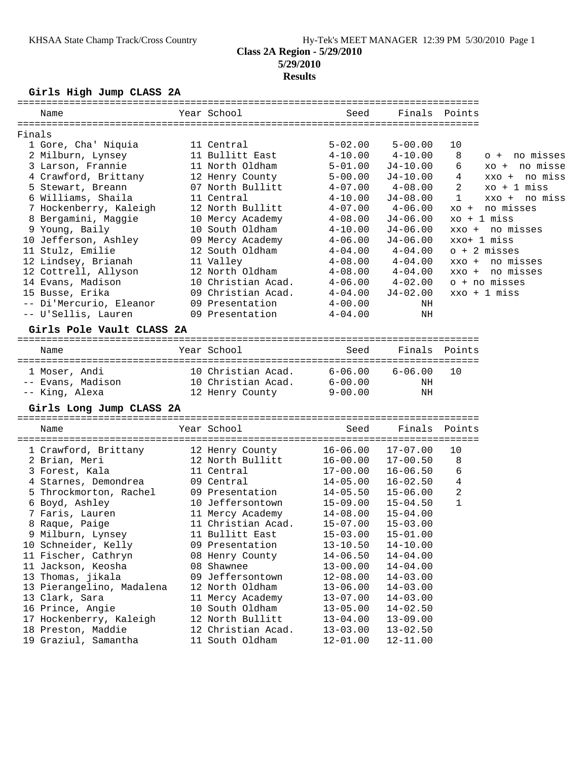KHSAA State Champ Track/Cross Country

Hy-Tek's MEET MANAGER 12:39 PM 5/30/2010

**Class 2A Region - 5/29/2010**

**5/29/2010**

**Results**

### Girls High Jump CLASS 2A

Finals

| | Name | Year | School | Seed | Finals | Points | |
|---|---|---|---|---|---|---|---|
| 1 | Gore, Cha' Niquia | 11 | Central | 5-02.00 | 5-00.00 | 10 | |
| 2 | Milburn, Lynsey | 11 | Bullitt East | 4-10.00 | 4-10.00 | 8 | o + no misses |
| 3 | Larson, Frannie | 11 | North Oldham | 5-01.00 | J4-10.00 | 6 | xo + no misse |
| 4 | Crawford, Brittany | 12 | Henry County | 5-00.00 | J4-10.00 | 4 | xxo + no miss |
| 5 | Stewart, Breann | 07 | North Bullitt | 4-07.00 | 4-08.00 | 2 | xo + 1 miss |
| 6 | Williams, Shaila | 11 | Central | 4-10.00 | J4-08.00 | 1 | xxo + no miss |
| 7 | Hockenberry, Kaleigh | 12 | North Bullitt | 4-07.00 | 4-06.00 | | xo + no misses |
| 8 | Bergamini, Maggie | 10 | Mercy Academy | 4-08.00 | J4-06.00 | | xo + 1 miss |
| 9 | Young, Baily | 10 | South Oldham | 4-10.00 | J4-06.00 | | xxo + no misses |
| 10 | Jefferson, Ashley | 09 | Mercy Academy | 4-06.00 | J4-06.00 | | xxo+ 1 miss |
| 11 | Stulz, Emilie | 12 | South Oldham | 4-04.00 | 4-04.00 | | o + 2 misses |
| 12 | Lindsey, Brianah | 11 | Valley | 4-08.00 | 4-04.00 | | xxo + no misses |
| 12 | Cottrell, Allyson | 12 | North Oldham | 4-08.00 | 4-04.00 | | xxo + no misses |
| 14 | Evans, Madison | 10 | Christian Acad. | 4-06.00 | 4-02.00 | | o + no misses |
| 15 | Busse, Erika | 09 | Christian Acad. | 4-04.00 | J4-02.00 | | xxo + 1 miss |
| -- | Di'Mercurio, Eleanor | 09 | Presentation | 4-00.00 | NH | | |
| -- | U'Sellis, Lauren | 09 | Presentation | 4-04.00 | NH | | |

### Girls Pole Vault CLASS 2A

| | Name | Year | School | Seed | Finals | Points |
|---|---|---|---|---|---|---|
| 1 | Moser, Andi | 10 | Christian Acad. | 6-06.00 | 6-06.00 | 10 |
| -- | Evans, Madison | 10 | Christian Acad. | 6-00.00 | NH | |
| -- | King, Alexa | 12 | Henry County | 9-00.00 | NH | |

### Girls Long Jump CLASS 2A

| | Name | Year | School | Seed | Finals | Points |
|---|---|---|---|---|---|---|
| 1 | Crawford, Brittany | 12 | Henry County | 16-06.00 | 17-07.00 | 10 |
| 2 | Brian, Meri | 12 | North Bullitt | 16-00.00 | 17-00.50 | 8 |
| 3 | Forest, Kala | 11 | Central | 17-00.00 | 16-06.50 | 6 |
| 4 | Starnes, Demondrea | 09 | Central | 14-05.00 | 16-02.50 | 4 |
| 5 | Throckmorton, Rachel | 09 | Presentation | 14-05.50 | 15-06.00 | 2 |
| 6 | Boyd, Ashley | 10 | Jeffersontown | 15-09.00 | 15-04.50 | 1 |
| 7 | Faris, Lauren | 11 | Mercy Academy | 14-08.00 | 15-04.00 | |
| 8 | Raque, Paige | 11 | Christian Acad. | 15-07.00 | 15-03.00 | |
| 9 | Milburn, Lynsey | 11 | Bullitt East | 15-03.00 | 15-01.00 | |
| 10 | Schneider, Kelly | 09 | Presentation | 13-10.50 | 14-10.00 | |
| 11 | Fischer, Cathryn | 08 | Henry County | 14-06.50 | 14-04.00 | |
| 11 | Jackson, Keosha | 08 | Shawnee | 13-00.00 | 14-04.00 | |
| 13 | Thomas, jikala | 09 | Jeffersontown | 12-08.00 | 14-03.00 | |
| 13 | Pierangelino, Madalena | 12 | North Oldham | 13-06.00 | 14-03.00 | |
| 13 | Clark, Sara | 11 | Mercy Academy | 13-07.00 | 14-03.00 | |
| 16 | Prince, Angie | 10 | South Oldham | 13-05.00 | 14-02.50 | |
| 17 | Hockenberry, Kaleigh | 12 | North Bullitt | 13-04.00 | 13-09.00 | |
| 18 | Preston, Maddie | 12 | Christian Acad. | 13-03.00 | 13-02.50 | |
| 19 | Graziul, Samantha | 11 | South Oldham | 12-01.00 | 12-11.00 | |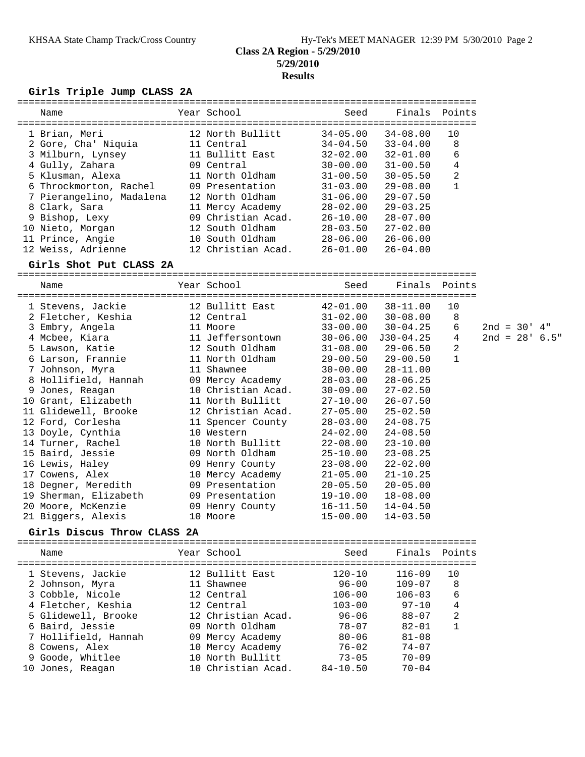# Class 2A Region - 5/29/2010

**5/29/2010**

**Results**

## Girls Triple Jump CLASS 2A

| | Name | Year | School | Seed | Finals | Points |
|---|---|---|---|---|---|---|
| 1 | Brian, Meri | 12 | North Bullitt | 34-05.00 | 34-08.00 | 10 |
| 2 | Gore, Cha' Niquia | 11 | Central | 34-04.50 | 33-04.00 | 8 |
| 3 | Milburn, Lynsey | 11 | Bullitt East | 32-02.00 | 32-01.00 | 6 |
| 4 | Gully, Zahara | 09 | Central | 30-00.00 | 31-00.50 | 4 |
| 5 | Klusman, Alexa | 11 | North Oldham | 31-00.50 | 30-05.50 | 2 |
| 6 | Throckmorton, Rachel | 09 | Presentation | 31-03.00 | 29-08.00 | 1 |
| 7 | Pierangelino, Madalena | 12 | North Oldham | 31-06.00 | 29-07.50 | |
| 8 | Clark, Sara | 11 | Mercy Academy | 28-02.00 | 29-03.25 | |
| 9 | Bishop, Lexy | 09 | Christian Acad. | 26-10.00 | 28-07.00 | |
| 10 | Nieto, Morgan | 12 | South Oldham | 28-03.50 | 27-02.00 | |
| 11 | Prince, Angie | 10 | South Oldham | 28-06.00 | 26-06.00 | |
| 12 | Weiss, Adrienne | 12 | Christian Acad. | 26-01.00 | 26-04.00 | |

## Girls Shot Put CLASS 2A

| | Name | Year | School | Seed | Finals | Points | |
|---|---|---|---|---|---|---|---|
| 1 | Stevens, Jackie | 12 | Bullitt East | 42-01.00 | 38-11.00 | 10 | |
| 2 | Fletcher, Keshia | 12 | Central | 31-02.00 | 30-08.00 | 8 | |
| 3 | Embry, Angela | 11 | Moore | 33-00.00 | 30-04.25 | 6 | 2nd = 30' 4" |
| 4 | Mcbee, Kiara | 11 | Jeffersontown | 30-06.00 | J30-04.25 | 4 | 2nd = 28' 6.5" |
| 5 | Lawson, Katie | 12 | South Oldham | 31-08.00 | 29-06.50 | 2 | |
| 6 | Larson, Frannie | 11 | North Oldham | 29-00.50 | 29-00.50 | 1 | |
| 7 | Johnson, Myra | 11 | Shawnee | 30-00.00 | 28-11.00 | | |
| 8 | Hollifield, Hannah | 09 | Mercy Academy | 28-03.00 | 28-06.25 | | |
| 9 | Jones, Reagan | 10 | Christian Acad. | 30-09.00 | 27-02.50 | | |
| 10 | Grant, Elizabeth | 11 | North Bullitt | 27-10.00 | 26-07.50 | | |
| 11 | Glidewell, Brooke | 12 | Christian Acad. | 27-05.00 | 25-02.50 | | |
| 12 | Ford, Corlesha | 11 | Spencer County | 28-03.00 | 24-08.75 | | |
| 13 | Doyle, Cynthia | 10 | Western | 24-02.00 | 24-08.50 | | |
| 14 | Turner, Rachel | 10 | North Bullitt | 22-08.00 | 23-10.00 | | |
| 15 | Baird, Jessie | 09 | North Oldham | 25-10.00 | 23-08.25 | | |
| 16 | Lewis, Haley | 09 | Henry County | 23-08.00 | 22-02.00 | | |
| 17 | Cowens, Alex | 10 | Mercy Academy | 21-05.00 | 21-10.25 | | |
| 18 | Degner, Meredith | 09 | Presentation | 20-05.50 | 20-05.00 | | |
| 19 | Sherman, Elizabeth | 09 | Presentation | 19-10.00 | 18-08.00 | | |
| 20 | Moore, McKenzie | 09 | Henry County | 16-11.50 | 14-04.50 | | |
| 21 | Biggers, Alexis | 10 | Moore | 15-00.00 | 14-03.50 | | |

## Girls Discus Throw CLASS 2A

| | Name | Year | School | Seed | Finals | Points |
|---|---|---|---|---|---|---|
| 1 | Stevens, Jackie | 12 | Bullitt East | 120-10 | 116-09 | 10 |
| 2 | Johnson, Myra | 11 | Shawnee | 96-00 | 109-07 | 8 |
| 3 | Cobble, Nicole | 12 | Central | 106-00 | 106-03 | 6 |
| 4 | Fletcher, Keshia | 12 | Central | 103-00 | 97-10 | 4 |
| 5 | Glidewell, Brooke | 12 | Christian Acad. | 96-06 | 88-07 | 2 |
| 6 | Baird, Jessie | 09 | North Oldham | 78-07 | 82-01 | 1 |
| 7 | Hollifield, Hannah | 09 | Mercy Academy | 80-06 | 81-08 | |
| 8 | Cowens, Alex | 10 | Mercy Academy | 76-02 | 74-07 | |
| 9 | Goode, Whitlee | 10 | North Bullitt | 73-05 | 70-09 | |
| 10 | Jones, Reagan | 10 | Christian Acad. | 84-10.50 | 70-04 | |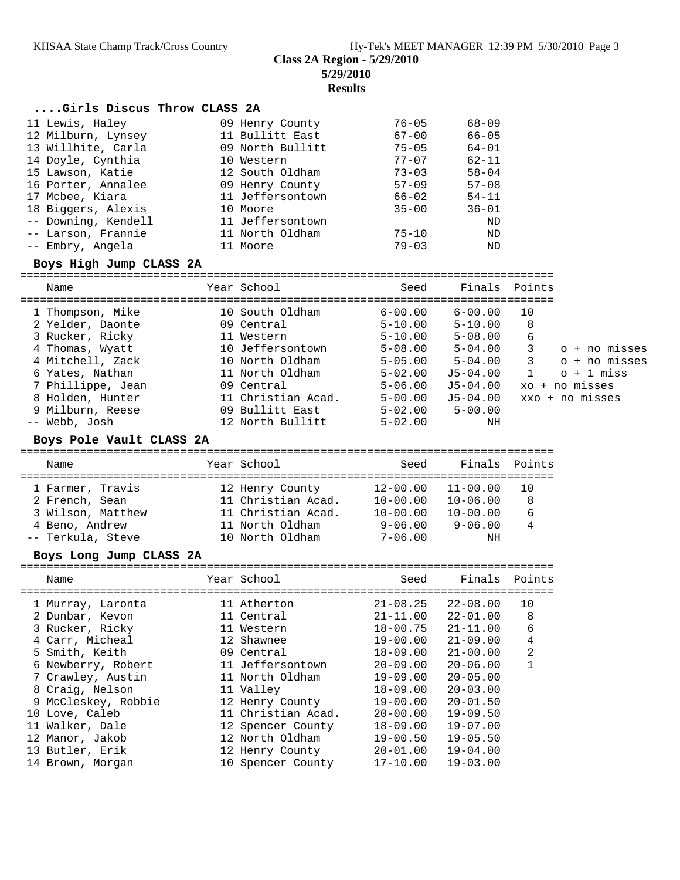**Class 2A Region - 5/29/2010**

**5/29/2010**

**Results**

### ....Girls Discus Throw CLASS 2A

| Place | Name | Year | School | Seed | Finals |
|---|---|---|---|---|---|
| 11 | Lewis, Haley | 09 | Henry County | 76-05 | 68-09 |
| 12 | Milburn, Lynsey | 11 | Bullitt East | 67-00 | 66-05 |
| 13 | Willhite, Carla | 09 | North Bullitt | 75-05 | 64-01 |
| 14 | Doyle, Cynthia | 10 | Western | 77-07 | 62-11 |
| 15 | Lawson, Katie | 12 | South Oldham | 73-03 | 58-04 |
| 16 | Porter, Annalee | 09 | Henry County | 57-09 | 57-08 |
| 17 | Mcbee, Kiara | 11 | Jeffersontown | 66-02 | 54-11 |
| 18 | Biggers, Alexis | 10 | Moore | 35-00 | 36-01 |
| -- | Downing, Kendell | 11 | Jeffersontown | | ND |
| -- | Larson, Frannie | 11 | North Oldham | 75-10 | ND |
| -- | Embry, Angela | 11 | Moore | 79-03 | ND |

### Boys High Jump CLASS 2A

| Place | Name | Year | School | Seed | Finals | Points | |
|---|---|---|---|---|---|---|---|
| 1 | Thompson, Mike | 10 | South Oldham | 6-00.00 | 6-00.00 | 10 | |
| 2 | Yelder, Daonte | 09 | Central | 5-10.00 | 5-10.00 | 8 | |
| 3 | Rucker, Ricky | 11 | Western | 5-10.00 | 5-08.00 | 6 | |
| 4 | Thomas, Wyatt | 10 | Jeffersontown | 5-08.00 | 5-04.00 | 3 | o + no misses |
| 4 | Mitchell, Zack | 10 | North Oldham | 5-05.00 | 5-04.00 | 3 | o + no misses |
| 6 | Yates, Nathan | 11 | North Oldham | 5-02.00 | J5-04.00 | 1 | o + 1 miss |
| 7 | Phillippe, Jean | 09 | Central | 5-06.00 | J5-04.00 | | xo + no misses |
| 8 | Holden, Hunter | 11 | Christian Acad. | 5-00.00 | J5-04.00 | | xxo + no misses |
| 9 | Milburn, Reese | 09 | Bullitt East | 5-02.00 | 5-00.00 | | |
| -- | Webb, Josh | 12 | North Bullitt | 5-02.00 | NH | | |

### Boys Pole Vault CLASS 2A

| Place | Name | Year | School | Seed | Finals | Points |
|---|---|---|---|---|---|---|
| 1 | Farmer, Travis | 12 | Henry County | 12-00.00 | 11-00.00 | 10 |
| 2 | French, Sean | 11 | Christian Acad. | 10-00.00 | 10-06.00 | 8 |
| 3 | Wilson, Matthew | 11 | Christian Acad. | 10-00.00 | 10-00.00 | 6 |
| 4 | Beno, Andrew | 11 | North Oldham | 9-06.00 | 9-06.00 | 4 |
| -- | Terkula, Steve | 10 | North Oldham | 7-06.00 | NH | |

### Boys Long Jump CLASS 2A

| Place | Name | Year | School | Seed | Finals | Points |
|---|---|---|---|---|---|---|
| 1 | Murray, Laronta | 11 | Atherton | 21-08.25 | 22-08.00 | 10 |
| 2 | Dunbar, Kevon | 11 | Central | 21-11.00 | 22-01.00 | 8 |
| 3 | Rucker, Ricky | 11 | Western | 18-00.75 | 21-11.00 | 6 |
| 4 | Carr, Micheal | 12 | Shawnee | 19-00.00 | 21-09.00 | 4 |
| 5 | Smith, Keith | 09 | Central | 18-09.00 | 21-00.00 | 2 |
| 6 | Newberry, Robert | 11 | Jeffersontown | 20-09.00 | 20-06.00 | 1 |
| 7 | Crawley, Austin | 11 | North Oldham | 19-09.00 | 20-05.00 | |
| 8 | Craig, Nelson | 11 | Valley | 18-09.00 | 20-03.00 | |
| 9 | McCleskey, Robbie | 12 | Henry County | 19-00.00 | 20-01.50 | |
| 10 | Love, Caleb | 11 | Christian Acad. | 20-00.00 | 19-09.50 | |
| 11 | Walker, Dale | 12 | Spencer County | 18-09.00 | 19-07.00 | |
| 12 | Manor, Jakob | 12 | North Oldham | 19-00.50 | 19-05.50 | |
| 13 | Butler, Erik | 12 | Henry County | 20-01.00 | 19-04.00 | |
| 14 | Brown, Morgan | 10 | Spencer County | 17-10.00 | 19-03.00 | |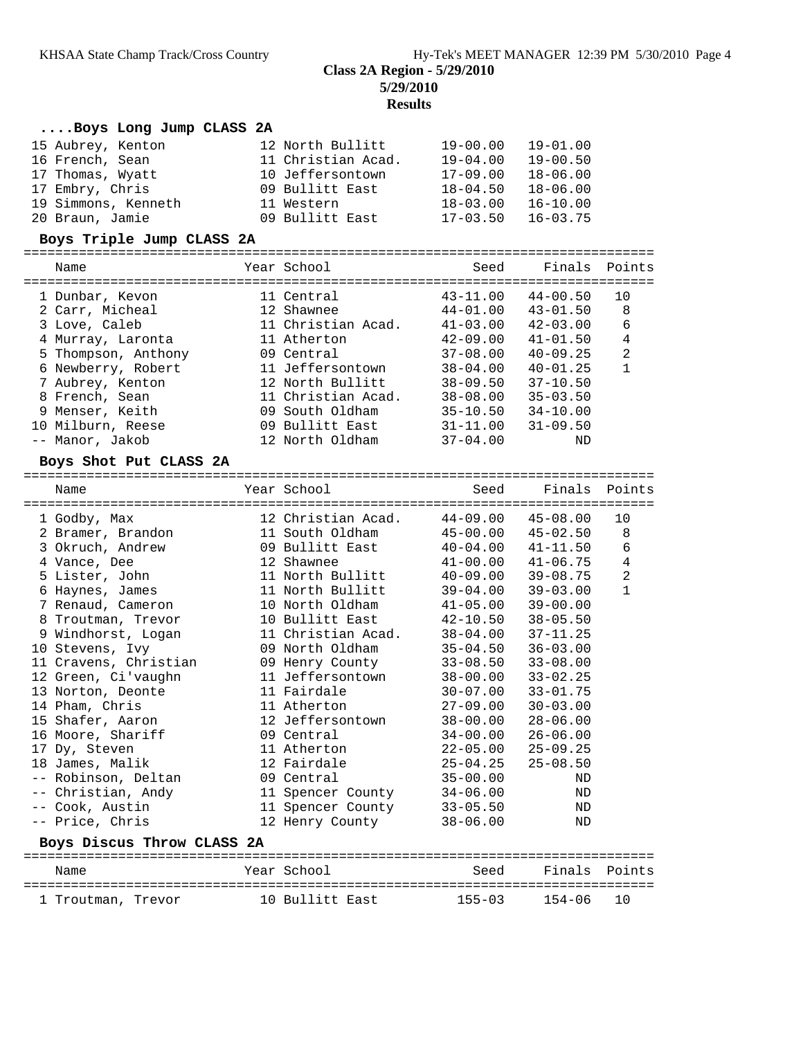## Class 2A Region - 5/29/2010

**5/29/2010**

**Results**

### ....Boys Long Jump CLASS 2A

| Place | Name | Year | School | Seed | Finals | Points |
|---|---|---|---|---|---|---|
| 15 | Aubrey, Kenton | 12 | North Bullitt | 19-00.00 | 19-01.00 | |
| 16 | French, Sean | 11 | Christian Acad. | 19-04.00 | 19-00.50 | |
| 17 | Thomas, Wyatt | 10 | Jeffersontown | 17-09.00 | 18-06.00 | |
| 17 | Embry, Chris | 09 | Bullitt East | 18-04.50 | 18-06.00 | |
| 19 | Simmons, Kenneth | 11 | Western | 18-03.00 | 16-10.00 | |
| 20 | Braun, Jamie | 09 | Bullitt East | 17-03.50 | 16-03.75 | |

### Boys Triple Jump CLASS 2A

| Place | Name | Year | School | Seed | Finals | Points |
|---|---|---|---|---|---|---|
| 1 | Dunbar, Kevon | 11 | Central | 43-11.00 | 44-00.50 | 10 |
| 2 | Carr, Micheal | 12 | Shawnee | 44-01.00 | 43-01.50 | 8 |
| 3 | Love, Caleb | 11 | Christian Acad. | 41-03.00 | 42-03.00 | 6 |
| 4 | Murray, Laronta | 11 | Atherton | 42-09.00 | 41-01.50 | 4 |
| 5 | Thompson, Anthony | 09 | Central | 37-08.00 | 40-09.25 | 2 |
| 6 | Newberry, Robert | 11 | Jeffersontown | 38-04.00 | 40-01.25 | 1 |
| 7 | Aubrey, Kenton | 12 | North Bullitt | 38-09.50 | 37-10.50 | |
| 8 | French, Sean | 11 | Christian Acad. | 38-08.00 | 35-03.50 | |
| 9 | Menser, Keith | 09 | South Oldham | 35-10.50 | 34-10.00 | |
| 10 | Milburn, Reese | 09 | Bullitt East | 31-11.00 | 31-09.50 | |
| -- | Manor, Jakob | 12 | North Oldham | 37-04.00 | ND | |

### Boys Shot Put CLASS 2A

| Place | Name | Year | School | Seed | Finals | Points |
|---|---|---|---|---|---|---|
| 1 | Godby, Max | 12 | Christian Acad. | 44-09.00 | 45-08.00 | 10 |
| 2 | Bramer, Brandon | 11 | South Oldham | 45-00.00 | 45-02.50 | 8 |
| 3 | Okruch, Andrew | 09 | Bullitt East | 40-04.00 | 41-11.50 | 6 |
| 4 | Vance, Dee | 12 | Shawnee | 41-00.00 | 41-06.75 | 4 |
| 5 | Lister, John | 11 | North Bullitt | 40-09.00 | 39-08.75 | 2 |
| 6 | Haynes, James | 11 | North Bullitt | 39-04.00 | 39-03.00 | 1 |
| 7 | Renaud, Cameron | 10 | North Oldham | 41-05.00 | 39-00.00 | |
| 8 | Troutman, Trevor | 10 | Bullitt East | 42-10.50 | 38-05.50 | |
| 9 | Windhorst, Logan | 11 | Christian Acad. | 38-04.00 | 37-11.25 | |
| 10 | Stevens, Ivy | 09 | North Oldham | 35-04.50 | 36-03.00 | |
| 11 | Cravens, Christian | 09 | Henry County | 33-08.50 | 33-08.00 | |
| 12 | Green, Ci'vaughn | 11 | Jeffersontown | 38-00.00 | 33-02.25 | |
| 13 | Norton, Deonte | 11 | Fairdale | 30-07.00 | 33-01.75 | |
| 14 | Pham, Chris | 11 | Atherton | 27-09.00 | 30-03.00 | |
| 15 | Shafer, Aaron | 12 | Jeffersontown | 38-00.00 | 28-06.00 | |
| 16 | Moore, Shariff | 09 | Central | 34-00.00 | 26-06.00 | |
| 17 | Dy, Steven | 11 | Atherton | 22-05.00 | 25-09.25 | |
| 18 | James, Malik | 12 | Fairdale | 25-04.25 | 25-08.50 | |
| -- | Robinson, Deltan | 09 | Central | 35-00.00 | ND | |
| -- | Christian, Andy | 11 | Spencer County | 34-06.00 | ND | |
| -- | Cook, Austin | 11 | Spencer County | 33-05.50 | ND | |
| -- | Price, Chris | 12 | Henry County | 38-06.00 | ND | |

### Boys Discus Throw CLASS 2A

| Place | Name | Year | School | Seed | Finals | Points |
|---|---|---|---|---|---|---|
| 1 | Troutman, Trevor | 10 | Bullitt East | 155-03 | 154-06 | 10 |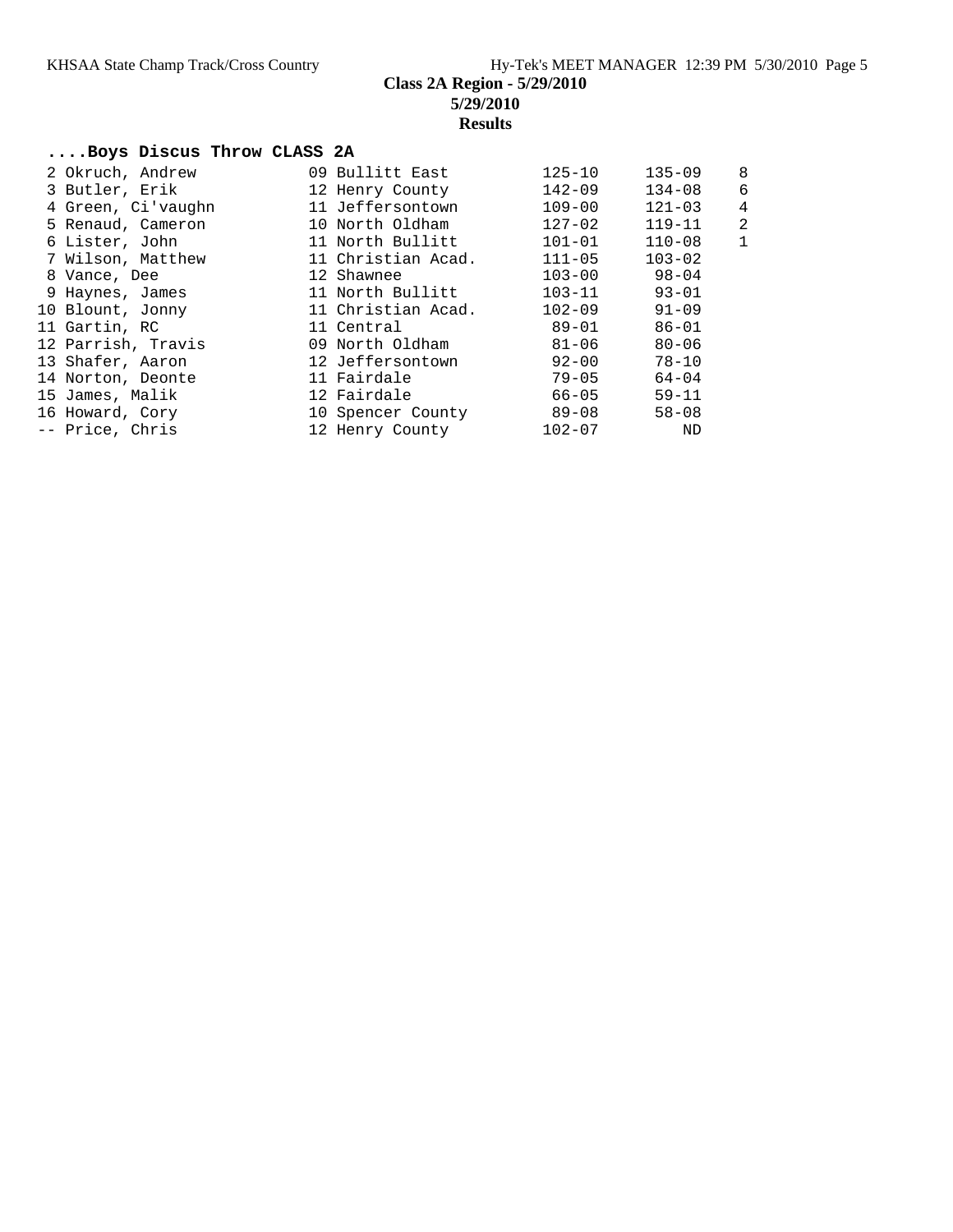**Class 2A Region - 5/29/2010**
**5/29/2010**
**Results**

### ....Boys Discus Throw CLASS 2A

| | | | | | | |
|---|---|---|---|---|---|---|
| 2 | Okruch, Andrew | 09 | Bullitt East | 125-10 | 135-09 | 8 |
| 3 | Butler, Erik | 12 | Henry County | 142-09 | 134-08 | 6 |
| 4 | Green, Ci'vaughn | 11 | Jeffersontown | 109-00 | 121-03 | 4 |
| 5 | Renaud, Cameron | 10 | North Oldham | 127-02 | 119-11 | 2 |
| 6 | Lister, John | 11 | North Bullitt | 101-01 | 110-08 | 1 |
| 7 | Wilson, Matthew | 11 | Christian Acad. | 111-05 | 103-02 | |
| 8 | Vance, Dee | 12 | Shawnee | 103-00 | 98-04 | |
| 9 | Haynes, James | 11 | North Bullitt | 103-11 | 93-01 | |
| 10 | Blount, Jonny | 11 | Christian Acad. | 102-09 | 91-09 | |
| 11 | Gartin, RC | 11 | Central | 89-01 | 86-01 | |
| 12 | Parrish, Travis | 09 | North Oldham | 81-06 | 80-06 | |
| 13 | Shafer, Aaron | 12 | Jeffersontown | 92-00 | 78-10 | |
| 14 | Norton, Deonte | 11 | Fairdale | 79-05 | 64-04 | |
| 15 | James, Malik | 12 | Fairdale | 66-05 | 59-11 | |
| 16 | Howard, Cory | 10 | Spencer County | 89-08 | 58-08 | |
| -- | Price, Chris | 12 | Henry County | 102-07 | ND | |